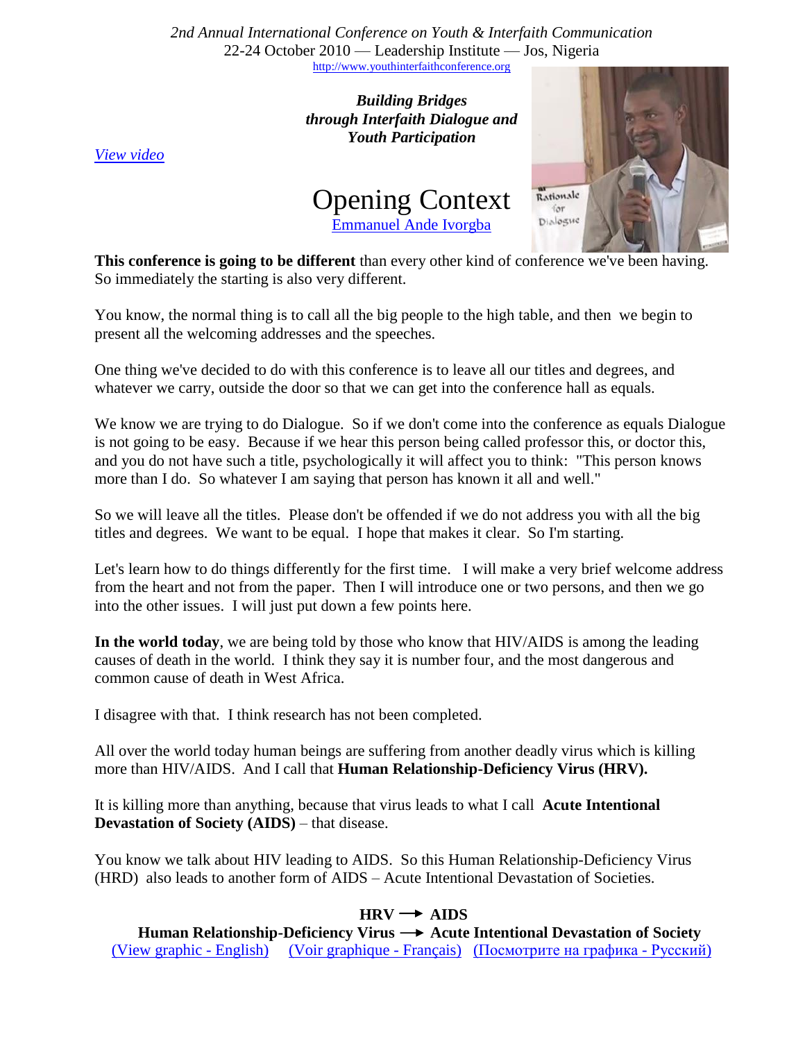*2nd Annual International Conference on Youth & Interfaith Communication*
22-24 October 2010 — Leadership Institute — Jos, Nigeria
http://www.youthinterfaithconference.org

***Building Bridges through Interfaith Dialogue and Youth Participation***

*View video*

# Opening Context

Emmanuel Ande Ivorgba

**This conference is going to be different** than every other kind of conference we've been having. So immediately the starting is also very different.

You know, the normal thing is to call all the big people to the high table, and then we begin to present all the welcoming addresses and the speeches.

One thing we've decided to do with this conference is to leave all our titles and degrees, and whatever we carry, outside the door so that we can get into the conference hall as equals.

We know we are trying to do Dialogue. So if we don't come into the conference as equals Dialogue is not going to be easy. Because if we hear this person being called professor this, or doctor this, and you do not have such a title, psychologically it will affect you to think: "This person knows more than I do. So whatever I am saying that person has known it all and well."

So we will leave all the titles. Please don't be offended if we do not address you with all the big titles and degrees. We want to be equal. I hope that makes it clear. So I'm starting.

Let's learn how to do things differently for the first time. I will make a very brief welcome address from the heart and not from the paper. Then I will introduce one or two persons, and then we go into the other issues. I will just put down a few points here.

**In the world today**, we are being told by those who know that HIV/AIDS is among the leading causes of death in the world. I think they say it is number four, and the most dangerous and common cause of death in West Africa.

I disagree with that. I think research has not been completed.

All over the world today human beings are suffering from another deadly virus which is killing more than HIV/AIDS. And I call that **Human Relationship-Deficiency Virus (HRV).**

It is killing more than anything, because that virus leads to what I call **Acute Intentional Devastation of Society (AIDS)** – that disease.

You know we talk about HIV leading to AIDS. So this Human Relationship-Deficiency Virus (HRD) also leads to another form of AIDS – Acute Intentional Devastation of Societies.

**HRV ⟶ AIDS**
**Human Relationship-Deficiency Virus ⟶ Acute Intentional Devastation of Society**

(View graphic - English) (Voir graphique - Français) (Посмотрите на графика - Русский)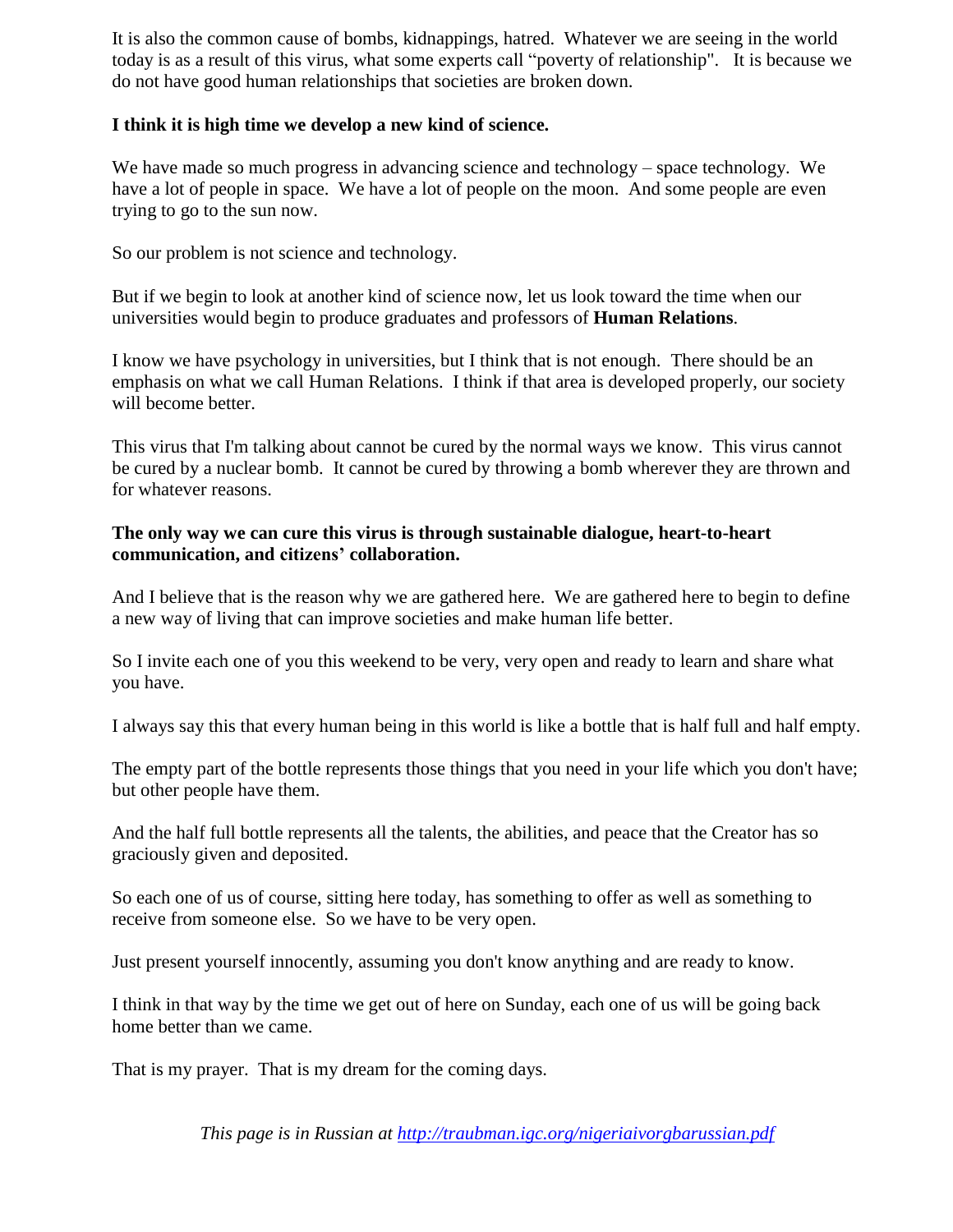It is also the common cause of bombs, kidnappings, hatred. Whatever we are seeing in the world today is as a result of this virus, what some experts call "poverty of relationship". It is because we do not have good human relationships that societies are broken down.

**I think it is high time we develop a new kind of science.**

We have made so much progress in advancing science and technology – space technology. We have a lot of people in space. We have a lot of people on the moon. And some people are even trying to go to the sun now.

So our problem is not science and technology.

But if we begin to look at another kind of science now, let us look toward the time when our universities would begin to produce graduates and professors of **Human Relations**.

I know we have psychology in universities, but I think that is not enough. There should be an emphasis on what we call Human Relations. I think if that area is developed properly, our society will become better.

This virus that I'm talking about cannot be cured by the normal ways we know. This virus cannot be cured by a nuclear bomb. It cannot be cured by throwing a bomb wherever they are thrown and for whatever reasons.

**The only way we can cure this virus is through sustainable dialogue, heart-to-heart communication, and citizens' collaboration.**

And I believe that is the reason why we are gathered here. We are gathered here to begin to define a new way of living that can improve societies and make human life better.

So I invite each one of you this weekend to be very, very open and ready to learn and share what you have.

I always say this that every human being in this world is like a bottle that is half full and half empty.

The empty part of the bottle represents those things that you need in your life which you don't have; but other people have them.

And the half full bottle represents all the talents, the abilities, and peace that the Creator has so graciously given and deposited.

So each one of us of course, sitting here today, has something to offer as well as something to receive from someone else. So we have to be very open.

Just present yourself innocently, assuming you don't know anything and are ready to know.

I think in that way by the time we get out of here on Sunday, each one of us will be going back home better than we came.

That is my prayer. That is my dream for the coming days.

*This page is in Russian at http://traubman.igc.org/nigeriaivorgbarussian.pdf*